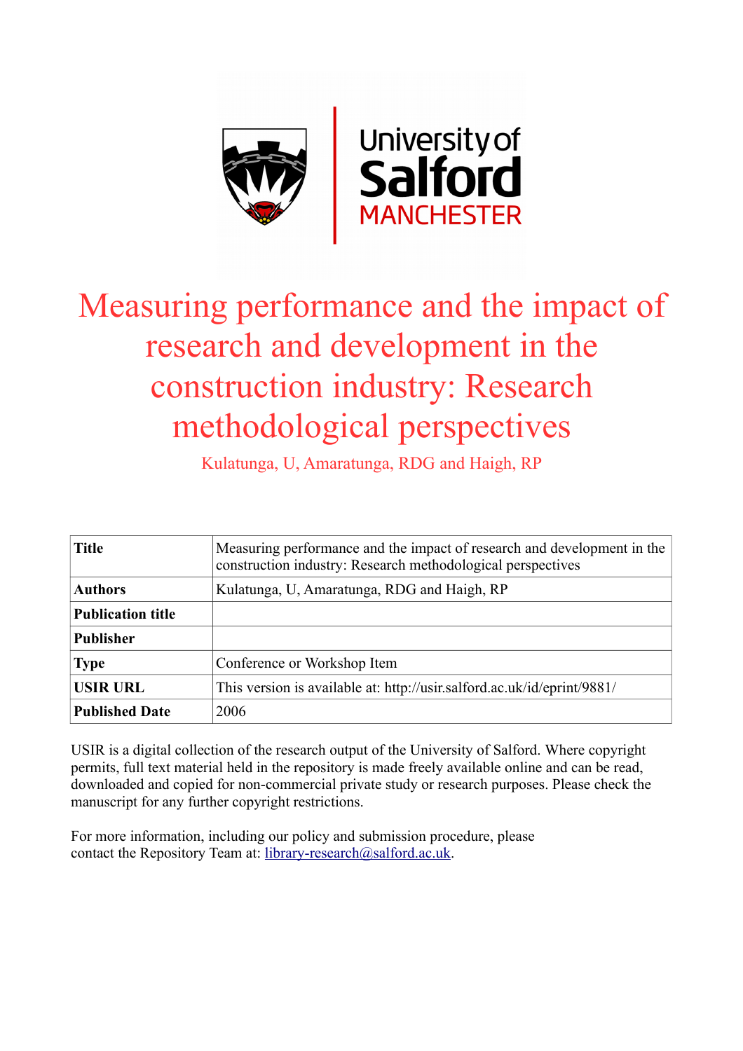# Measuring performance and the impact of research and development in the construction industry: Research methodological perspectives

Kulatunga, U, Amaratunga, RDG and Haigh, RP

| Title | Measuring performance and the impact of research and development in the construction industry: Research methodological perspectives |
|---|---|
| Authors | Kulatunga, U, Amaratunga, RDG and Haigh, RP |
| Publication title | |
| Publisher | |
| Type | Conference or Workshop Item |
| USIR URL | This version is available at: http://usir.salford.ac.uk/id/eprint/9881/ |
| Published Date | 2006 |

USIR is a digital collection of the research output of the University of Salford. Where copyright permits, full text material held in the repository is made freely available online and can be read, downloaded and copied for non-commercial private study or research purposes. Please check the manuscript for any further copyright restrictions.

For more information, including our policy and submission procedure, please contact the Repository Team at: library-research@salford.ac.uk.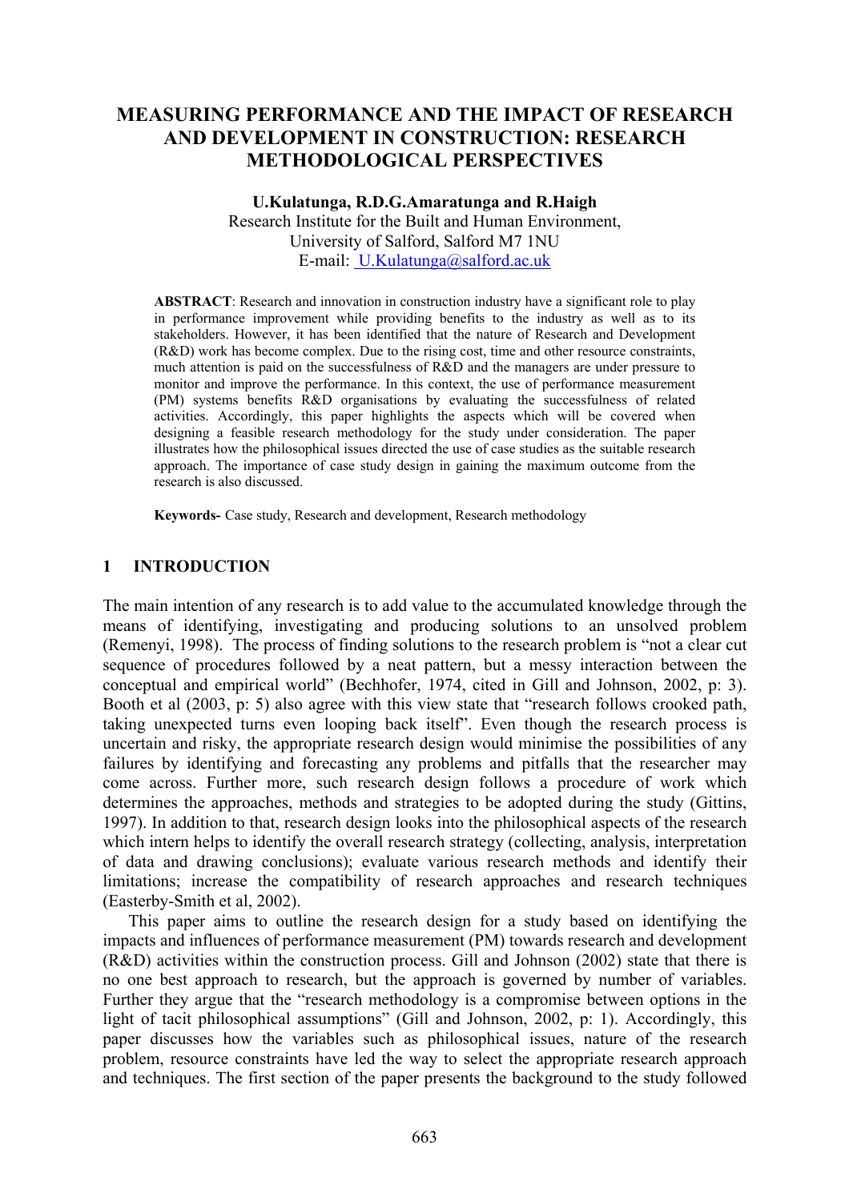# MEASURING PERFORMANCE AND THE IMPACT OF RESEARCH AND DEVELOPMENT IN CONSTRUCTION: RESEARCH METHODOLOGICAL PERSPECTIVES

**U.Kulatunga, R.D.G.Amaratunga and R.Haigh**

Research Institute for the Built and Human Environment,
University of Salford, Salford M7 1NU
E-mail: U.Kulatunga@salford.ac.uk

**ABSTRACT**: Research and innovation in construction industry have a significant role to play in performance improvement while providing benefits to the industry as well as to its stakeholders. However, it has been identified that the nature of Research and Development (R&D) work has become complex. Due to the rising cost, time and other resource constraints, much attention is paid on the successfulness of R&D and the managers are under pressure to monitor and improve the performance. In this context, the use of performance measurement (PM) systems benefits R&D organisations by evaluating the successfulness of related activities. Accordingly, this paper highlights the aspects which will be covered when designing a feasible research methodology for the study under consideration. The paper illustrates how the philosophical issues directed the use of case studies as the suitable research approach. The importance of case study design in gaining the maximum outcome from the research is also discussed.

**Keywords-** Case study, Research and development, Research methodology

## 1 INTRODUCTION

The main intention of any research is to add value to the accumulated knowledge through the means of identifying, investigating and producing solutions to an unsolved problem (Remenyi, 1998). The process of finding solutions to the research problem is "not a clear cut sequence of procedures followed by a neat pattern, but a messy interaction between the conceptual and empirical world" (Bechhofer, 1974, cited in Gill and Johnson, 2002, p: 3). Booth et al (2003, p: 5) also agree with this view state that "research follows crooked path, taking unexpected turns even looping back itself". Even though the research process is uncertain and risky, the appropriate research design would minimise the possibilities of any failures by identifying and forecasting any problems and pitfalls that the researcher may come across. Further more, such research design follows a procedure of work which determines the approaches, methods and strategies to be adopted during the study (Gittins, 1997). In addition to that, research design looks into the philosophical aspects of the research which intern helps to identify the overall research strategy (collecting, analysis, interpretation of data and drawing conclusions); evaluate various research methods and identify their limitations; increase the compatibility of research approaches and research techniques (Easterby-Smith et al, 2002).

This paper aims to outline the research design for a study based on identifying the impacts and influences of performance measurement (PM) towards research and development (R&D) activities within the construction process. Gill and Johnson (2002) state that there is no one best approach to research, but the approach is governed by number of variables. Further they argue that the "research methodology is a compromise between options in the light of tacit philosophical assumptions" (Gill and Johnson, 2002, p: 1). Accordingly, this paper discusses how the variables such as philosophical issues, nature of the research problem, resource constraints have led the way to select the appropriate research approach and techniques. The first section of the paper presents the background to the study followed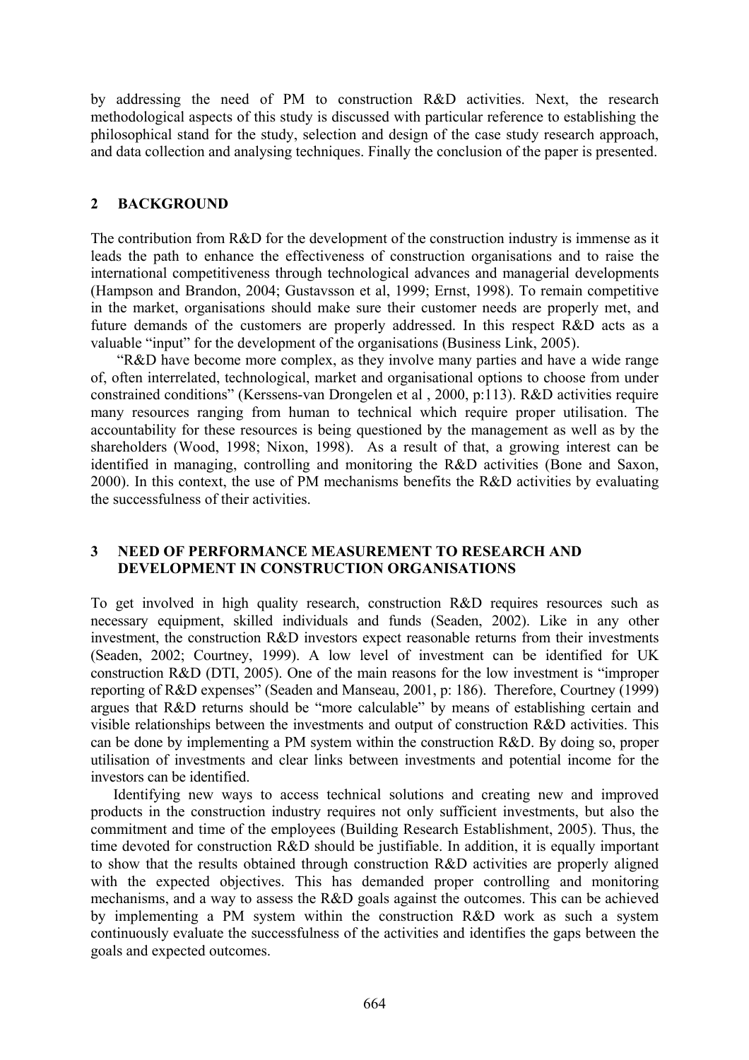by addressing the need of PM to construction R&D activities. Next, the research methodological aspects of this study is discussed with particular reference to establishing the philosophical stand for the study, selection and design of the case study research approach, and data collection and analysing techniques. Finally the conclusion of the paper is presented.

## 2 BACKGROUND

The contribution from R&D for the development of the construction industry is immense as it leads the path to enhance the effectiveness of construction organisations and to raise the international competitiveness through technological advances and managerial developments (Hampson and Brandon, 2004; Gustavsson et al, 1999; Ernst, 1998). To remain competitive in the market, organisations should make sure their customer needs are properly met, and future demands of the customers are properly addressed. In this respect R&D acts as a valuable "input" for the development of the organisations (Business Link, 2005).

"R&D have become more complex, as they involve many parties and have a wide range of, often interrelated, technological, market and organisational options to choose from under constrained conditions" (Kerssens-van Drongelen et al , 2000, p:113). R&D activities require many resources ranging from human to technical which require proper utilisation. The accountability for these resources is being questioned by the management as well as by the shareholders (Wood, 1998; Nixon, 1998). As a result of that, a growing interest can be identified in managing, controlling and monitoring the R&D activities (Bone and Saxon, 2000). In this context, the use of PM mechanisms benefits the R&D activities by evaluating the successfulness of their activities.

## 3 NEED OF PERFORMANCE MEASUREMENT TO RESEARCH AND DEVELOPMENT IN CONSTRUCTION ORGANISATIONS

To get involved in high quality research, construction R&D requires resources such as necessary equipment, skilled individuals and funds (Seaden, 2002). Like in any other investment, the construction R&D investors expect reasonable returns from their investments (Seaden, 2002; Courtney, 1999). A low level of investment can be identified for UK construction R&D (DTI, 2005). One of the main reasons for the low investment is "improper reporting of R&D expenses" (Seaden and Manseau, 2001, p: 186). Therefore, Courtney (1999) argues that R&D returns should be "more calculable" by means of establishing certain and visible relationships between the investments and output of construction R&D activities. This can be done by implementing a PM system within the construction R&D. By doing so, proper utilisation of investments and clear links between investments and potential income for the investors can be identified.

Identifying new ways to access technical solutions and creating new and improved products in the construction industry requires not only sufficient investments, but also the commitment and time of the employees (Building Research Establishment, 2005). Thus, the time devoted for construction R&D should be justifiable. In addition, it is equally important to show that the results obtained through construction R&D activities are properly aligned with the expected objectives. This has demanded proper controlling and monitoring mechanisms, and a way to assess the R&D goals against the outcomes. This can be achieved by implementing a PM system within the construction R&D work as such a system continuously evaluate the successfulness of the activities and identifies the gaps between the goals and expected outcomes.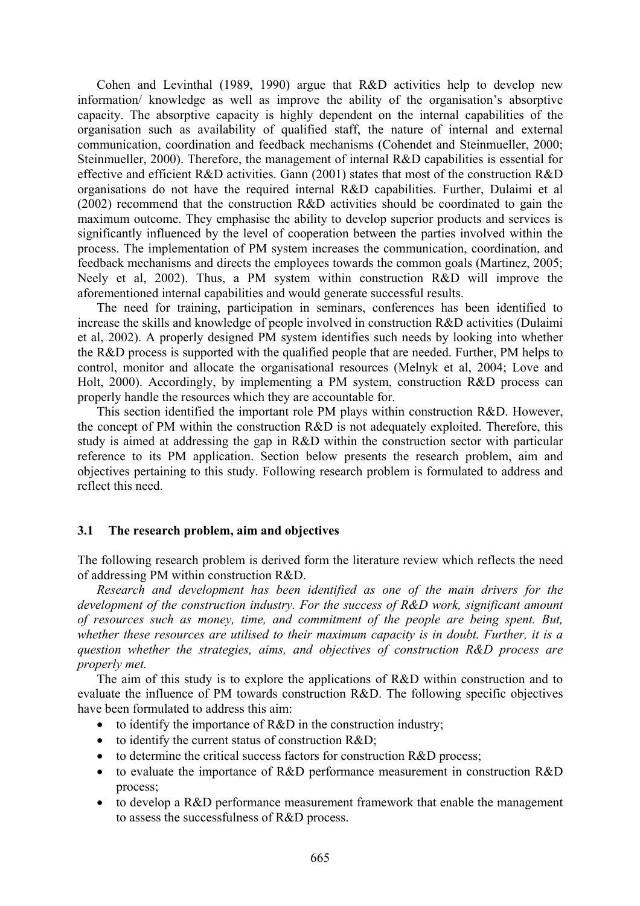Cohen and Levinthal (1989, 1990) argue that R&D activities help to develop new information/ knowledge as well as improve the ability of the organisation's absorptive capacity. The absorptive capacity is highly dependent on the internal capabilities of the organisation such as availability of qualified staff, the nature of internal and external communication, coordination and feedback mechanisms (Cohendet and Steinmueller, 2000; Steinmueller, 2000). Therefore, the management of internal R&D capabilities is essential for effective and efficient R&D activities. Gann (2001) states that most of the construction R&D organisations do not have the required internal R&D capabilities. Further, Dulaimi et al (2002) recommend that the construction R&D activities should be coordinated to gain the maximum outcome. They emphasise the ability to develop superior products and services is significantly influenced by the level of cooperation between the parties involved within the process. The implementation of PM system increases the communication, coordination, and feedback mechanisms and directs the employees towards the common goals (Martinez, 2005; Neely et al, 2002). Thus, a PM system within construction R&D will improve the aforementioned internal capabilities and would generate successful results.

The need for training, participation in seminars, conferences has been identified to increase the skills and knowledge of people involved in construction R&D activities (Dulaimi et al, 2002). A properly designed PM system identifies such needs by looking into whether the R&D process is supported with the qualified people that are needed. Further, PM helps to control, monitor and allocate the organisational resources (Melnyk et al, 2004; Love and Holt, 2000). Accordingly, by implementing a PM system, construction R&D process can properly handle the resources which they are accountable for.

This section identified the important role PM plays within construction R&D. However, the concept of PM within the construction R&D is not adequately exploited. Therefore, this study is aimed at addressing the gap in R&D within the construction sector with particular reference to its PM application. Section below presents the research problem, aim and objectives pertaining to this study. Following research problem is formulated to address and reflect this need.

### 3.1 The research problem, aim and objectives

The following research problem is derived form the literature review which reflects the need of addressing PM within construction R&D.

*Research and development has been identified as one of the main drivers for the development of the construction industry. For the success of R&D work, significant amount of resources such as money, time, and commitment of the people are being spent. But, whether these resources are utilised to their maximum capacity is in doubt. Further, it is a question whether the strategies, aims, and objectives of construction R&D process are properly met.*

The aim of this study is to explore the applications of R&D within construction and to evaluate the influence of PM towards construction R&D. The following specific objectives have been formulated to address this aim:

- to identify the importance of R&D in the construction industry;
- to identify the current status of construction R&D;
- to determine the critical success factors for construction R&D process;
- to evaluate the importance of R&D performance measurement in construction R&D process;
- to develop a R&D performance measurement framework that enable the management to assess the successfulness of R&D process.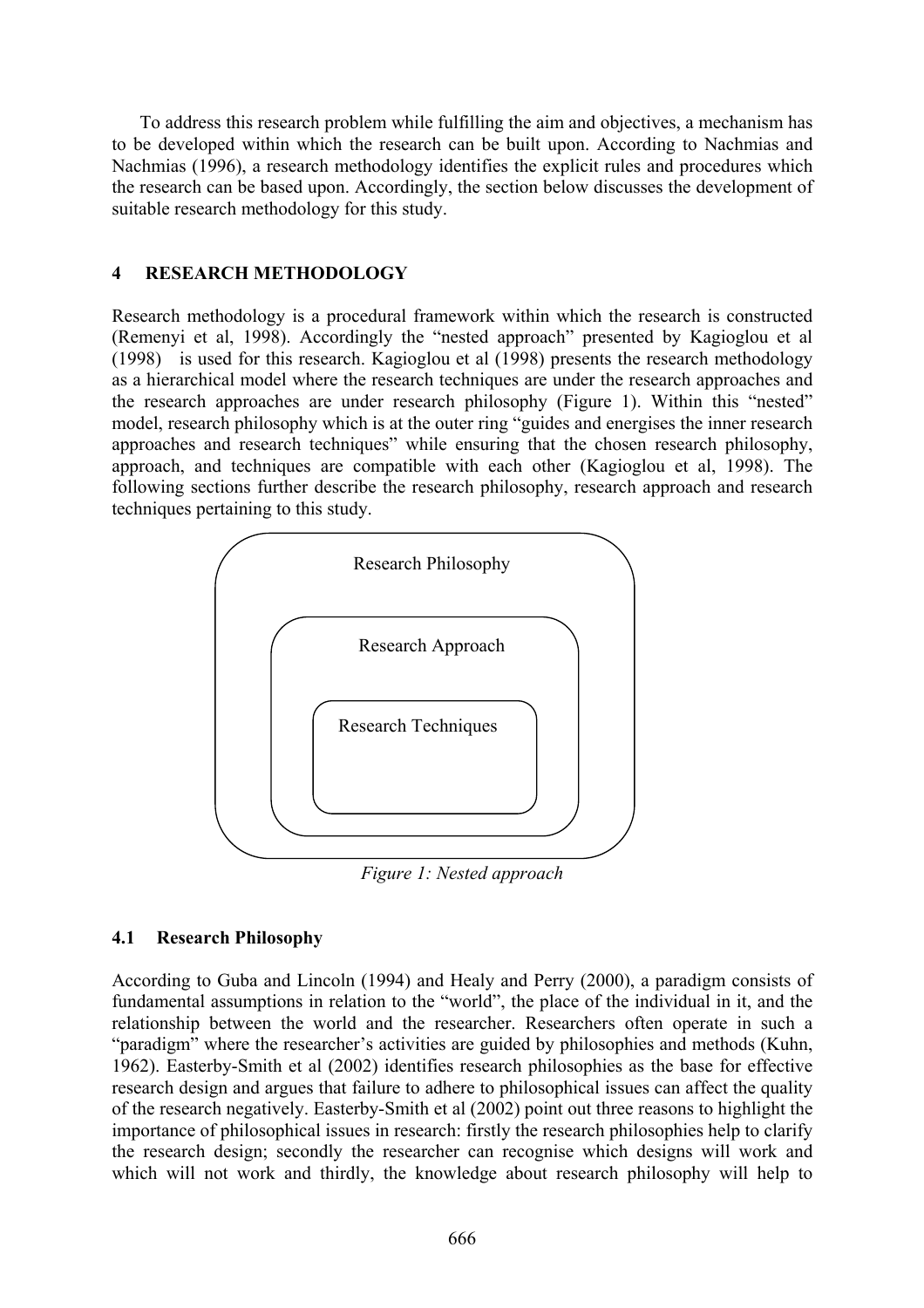To address this research problem while fulfilling the aim and objectives, a mechanism has to be developed within which the research can be built upon. According to Nachmias and Nachmias (1996), a research methodology identifies the explicit rules and procedures which the research can be based upon. Accordingly, the section below discusses the development of suitable research methodology for this study.

## 4 RESEARCH METHODOLOGY

Research methodology is a procedural framework within which the research is constructed (Remenyi et al, 1998). Accordingly the "nested approach" presented by Kagioglou et al (1998) is used for this research. Kagioglou et al (1998) presents the research methodology as a hierarchical model where the research techniques are under the research approaches and the research approaches are under research philosophy (Figure 1). Within this "nested" model, research philosophy which is at the outer ring "guides and energises the inner research approaches and research techniques" while ensuring that the chosen research philosophy, approach, and techniques are compatible with each other (Kagioglou et al, 1998). The following sections further describe the research philosophy, research approach and research techniques pertaining to this study.

Research Philosophy

Research Approach

Research Techniques

*Figure 1: Nested approach*

### 4.1 Research Philosophy

According to Guba and Lincoln (1994) and Healy and Perry (2000), a paradigm consists of fundamental assumptions in relation to the "world", the place of the individual in it, and the relationship between the world and the researcher. Researchers often operate in such a "paradigm" where the researcher's activities are guided by philosophies and methods (Kuhn, 1962). Easterby-Smith et al (2002) identifies research philosophies as the base for effective research design and argues that failure to adhere to philosophical issues can affect the quality of the research negatively. Easterby-Smith et al (2002) point out three reasons to highlight the importance of philosophical issues in research: firstly the research philosophies help to clarify the research design; secondly the researcher can recognise which designs will work and which will not work and thirdly, the knowledge about research philosophy will help to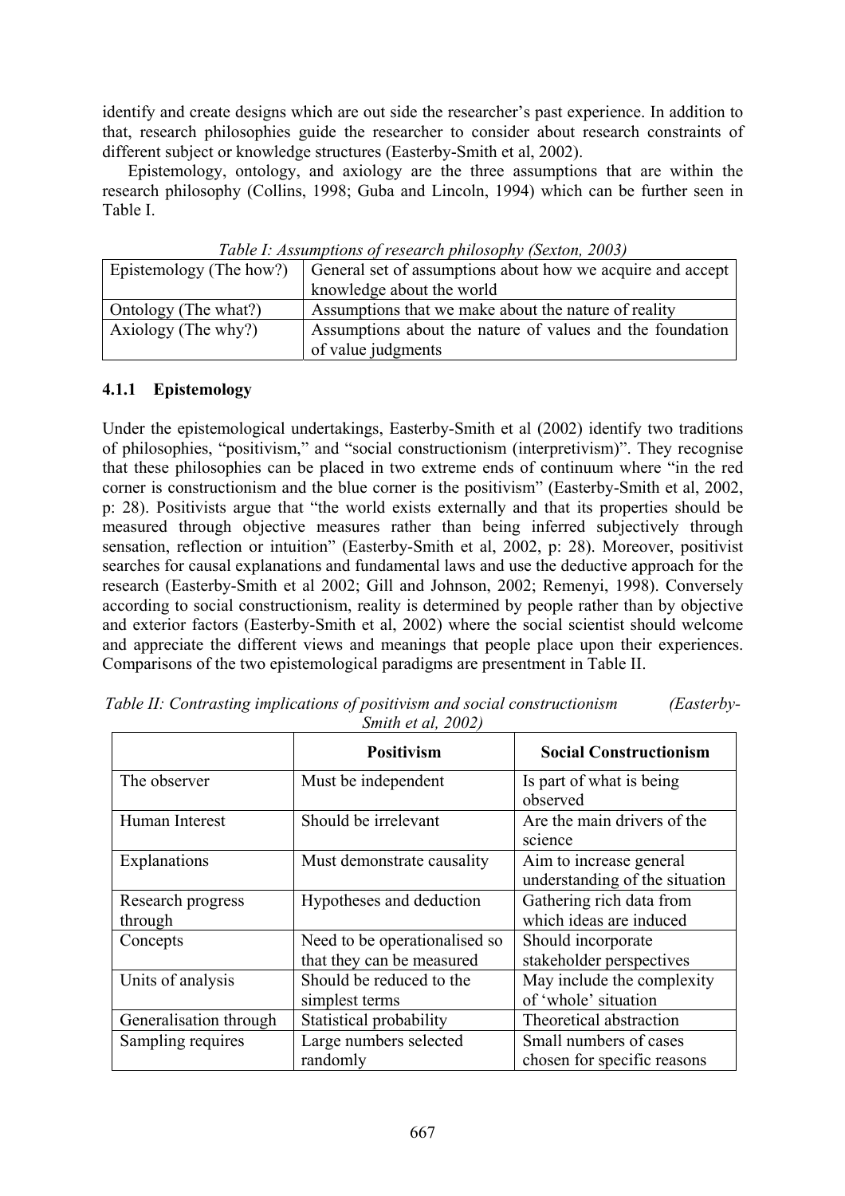identify and create designs which are out side the researcher's past experience. In addition to that, research philosophies guide the researcher to consider about research constraints of different subject or knowledge structures (Easterby-Smith et al, 2002).

Epistemology, ontology, and axiology are the three assumptions that are within the research philosophy (Collins, 1998; Guba and Lincoln, 1994) which can be further seen in Table I.

*Table I: Assumptions of research philosophy (Sexton, 2003)*

| | |
|---|---|
| Epistemology (The how?) | General set of assumptions about how we acquire and accept knowledge about the world |
| Ontology (The what?) | Assumptions that we make about the nature of reality |
| Axiology (The why?) | Assumptions about the nature of values and the foundation of value judgments |

### 4.1.1 Epistemology

Under the epistemological undertakings, Easterby-Smith et al (2002) identify two traditions of philosophies, "positivism," and "social constructionism (interpretivism)". They recognise that these philosophies can be placed in two extreme ends of continuum where "in the red corner is constructionism and the blue corner is the positivism" (Easterby-Smith et al, 2002, p: 28). Positivists argue that "the world exists externally and that its properties should be measured through objective measures rather than being inferred subjectively through sensation, reflection or intuition" (Easterby-Smith et al, 2002, p: 28). Moreover, positivist searches for causal explanations and fundamental laws and use the deductive approach for the research (Easterby-Smith et al 2002; Gill and Johnson, 2002; Remenyi, 1998). Conversely according to social constructionism, reality is determined by people rather than by objective and exterior factors (Easterby-Smith et al, 2002) where the social scientist should welcome and appreciate the different views and meanings that people place upon their experiences. Comparisons of the two epistemological paradigms are presentment in Table II.

*Table II: Contrasting implications of positivism and social constructionism (Easterby-Smith et al, 2002)*

| | **Positivism** | **Social Constructionism** |
|---|---|---|
| The observer | Must be independent | Is part of what is being observed |
| Human Interest | Should be irrelevant | Are the main drivers of the science |
| Explanations | Must demonstrate causality | Aim to increase general understanding of the situation |
| Research progress through | Hypotheses and deduction | Gathering rich data from which ideas are induced |
| Concepts | Need to be operationalised so that they can be measured | Should incorporate stakeholder perspectives |
| Units of analysis | Should be reduced to the simplest terms | May include the complexity of 'whole' situation |
| Generalisation through | Statistical probability | Theoretical abstraction |
| Sampling requires | Large numbers selected randomly | Small numbers of cases chosen for specific reasons |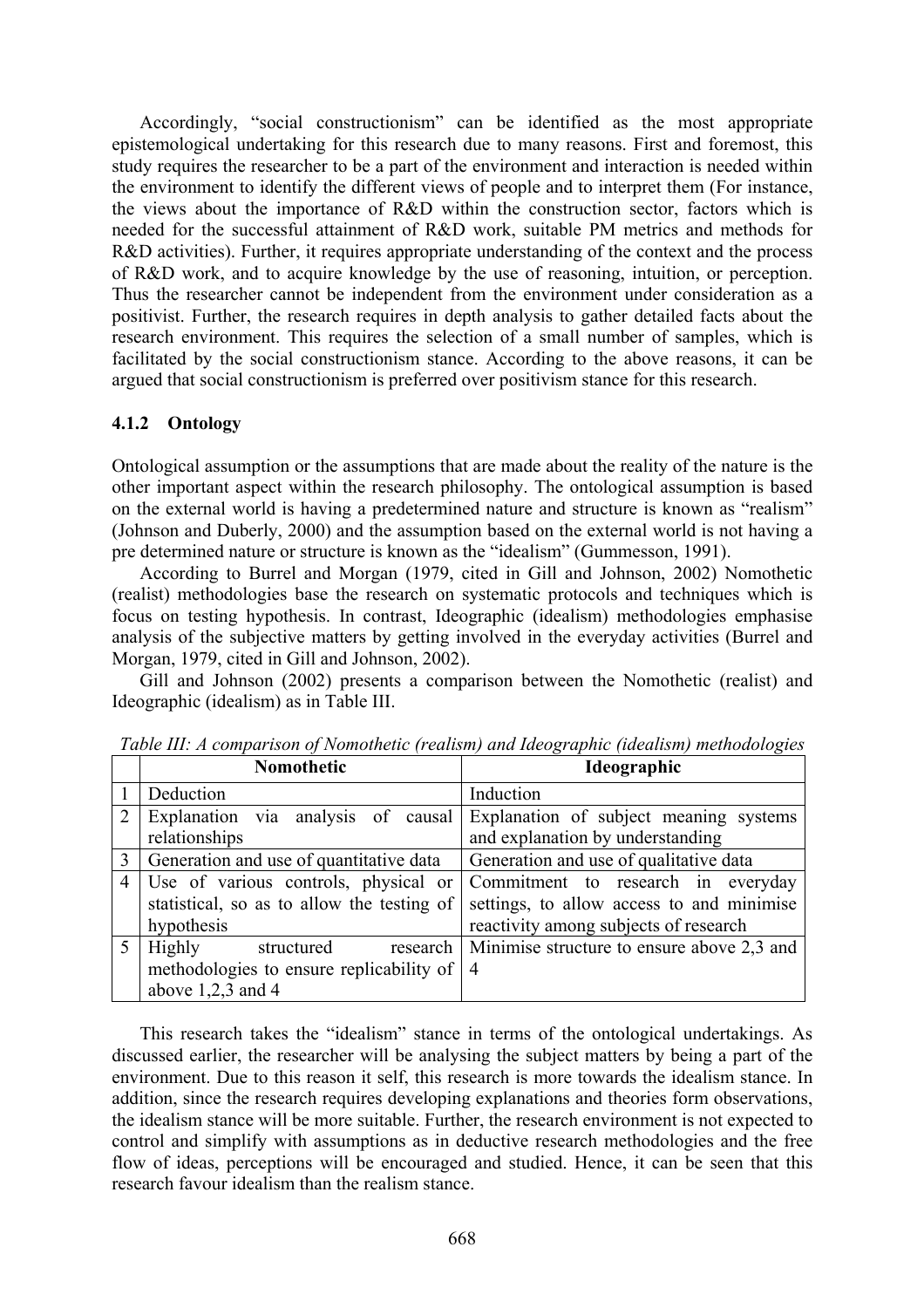Accordingly, "social constructionism" can be identified as the most appropriate epistemological undertaking for this research due to many reasons. First and foremost, this study requires the researcher to be a part of the environment and interaction is needed within the environment to identify the different views of people and to interpret them (For instance, the views about the importance of R&D within the construction sector, factors which is needed for the successful attainment of R&D work, suitable PM metrics and methods for R&D activities). Further, it requires appropriate understanding of the context and the process of R&D work, and to acquire knowledge by the use of reasoning, intuition, or perception. Thus the researcher cannot be independent from the environment under consideration as a positivist. Further, the research requires in depth analysis to gather detailed facts about the research environment. This requires the selection of a small number of samples, which is facilitated by the social constructionism stance. According to the above reasons, it can be argued that social constructionism is preferred over positivism stance for this research.

### 4.1.2 Ontology

Ontological assumption or the assumptions that are made about the reality of the nature is the other important aspect within the research philosophy. The ontological assumption is based on the external world is having a predetermined nature and structure is known as "realism" (Johnson and Duberly, 2000) and the assumption based on the external world is not having a pre determined nature or structure is known as the "idealism" (Gummesson, 1991).

According to Burrel and Morgan (1979, cited in Gill and Johnson, 2002) Nomothetic (realist) methodologies base the research on systematic protocols and techniques which is focus on testing hypothesis. In contrast, Ideographic (idealism) methodologies emphasise analysis of the subjective matters by getting involved in the everyday activities (Burrel and Morgan, 1979, cited in Gill and Johnson, 2002).

Gill and Johnson (2002) presents a comparison between the Nomothetic (realist) and Ideographic (idealism) as in Table III.

*Table III: A comparison of Nomothetic (realism) and Ideographic (idealism) methodologies*

| | Nomothetic | Ideographic |
|---|---|---|
| 1 | Deduction | Induction |
| 2 | Explanation via analysis of causal relationships | Explanation of subject meaning systems and explanation by understanding |
| 3 | Generation and use of quantitative data | Generation and use of qualitative data |
| 4 | Use of various controls, physical or statistical, so as to allow the testing of hypothesis | Commitment to research in everyday settings, to allow access to and minimise reactivity among subjects of research |
| 5 | Highly structured research methodologies to ensure replicability of above 1,2,3 and 4 | Minimise structure to ensure above 2,3 and 4 |

This research takes the "idealism" stance in terms of the ontological undertakings. As discussed earlier, the researcher will be analysing the subject matters by being a part of the environment. Due to this reason it self, this research is more towards the idealism stance. In addition, since the research requires developing explanations and theories form observations, the idealism stance will be more suitable. Further, the research environment is not expected to control and simplify with assumptions as in deductive research methodologies and the free flow of ideas, perceptions will be encouraged and studied. Hence, it can be seen that this research favour idealism than the realism stance.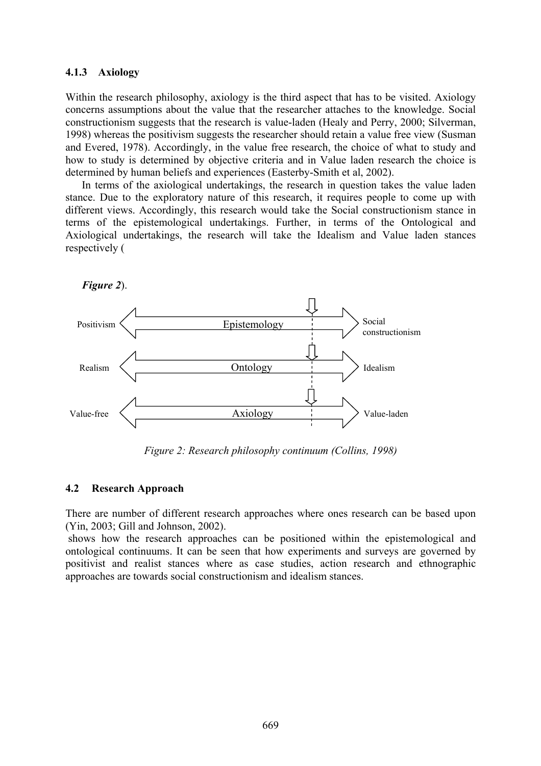### 4.1.3 Axiology

Within the research philosophy, axiology is the third aspect that has to be visited. Axiology concerns assumptions about the value that the researcher attaches to the knowledge. Social constructionism suggests that the research is value-laden (Healy and Perry, 2000; Silverman, 1998) whereas the positivism suggests the researcher should retain a value free view (Susman and Evered, 1978). Accordingly, in the value free research, the choice of what to study and how to study is determined by objective criteria and in Value laden research the choice is determined by human beliefs and experiences (Easterby-Smith et al, 2002).

In terms of the axiological undertakings, the research in question takes the value laden stance. Due to the exploratory nature of this research, it requires people to come up with different views. Accordingly, this research would take the Social constructionism stance in terms of the epistemological undertakings. Further, in terms of the Ontological and Axiological undertakings, the research will take the Idealism and Value laden stances respectively (

***Figure 2***).

*Figure 2: Research philosophy continuum (Collins, 1998)*

## 4.2 Research Approach

There are number of different research approaches where ones research can be based upon (Yin, 2003; Gill and Johnson, 2002).

shows how the research approaches can be positioned within the epistemological and ontological continuums. It can be seen that how experiments and surveys are governed by positivist and realist stances where as case studies, action research and ethnographic approaches are towards social constructionism and idealism stances.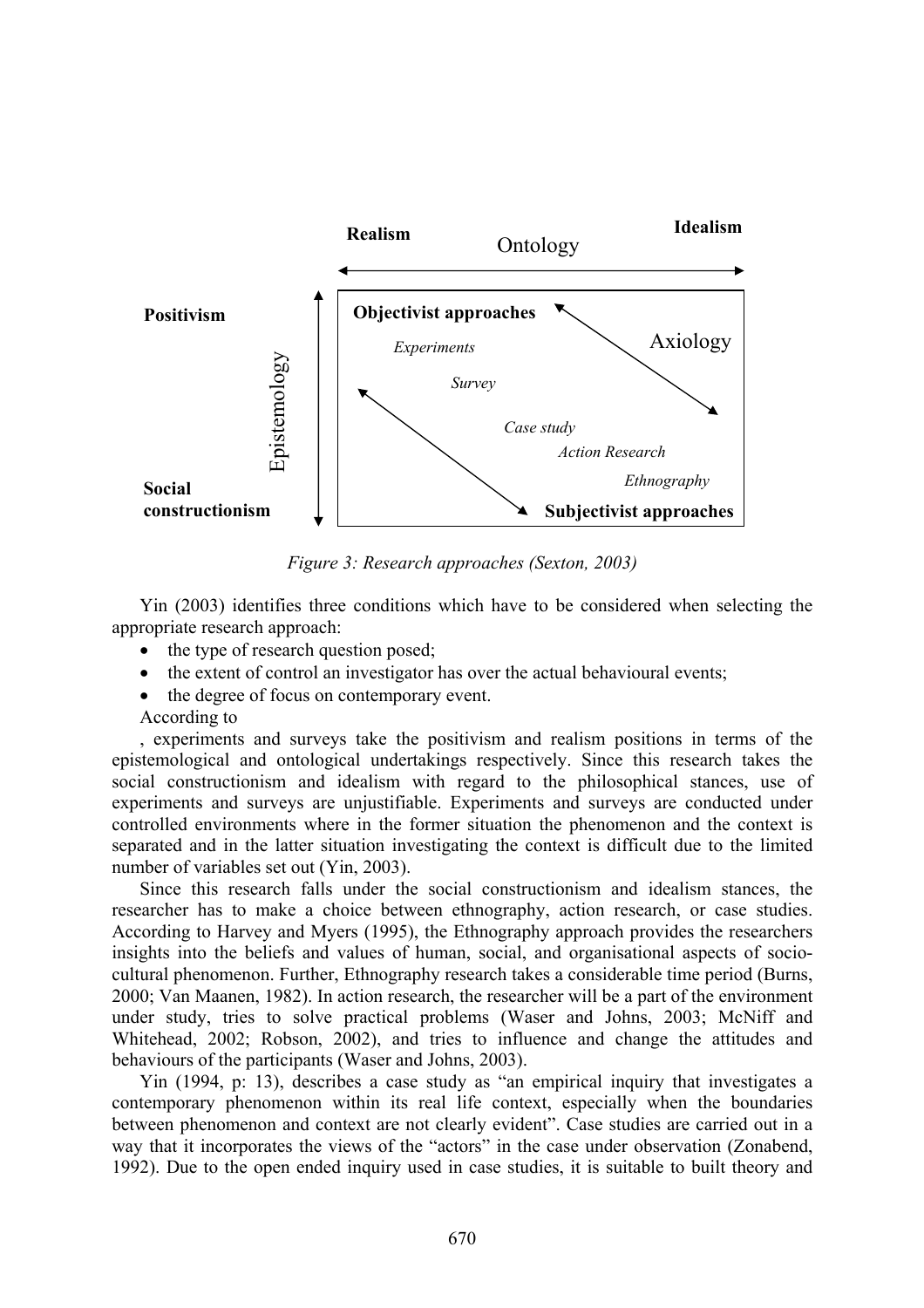*Figure 3: Research approaches (Sexton, 2003)*

Yin (2003) identifies three conditions which have to be considered when selecting the appropriate research approach:

- the type of research question posed;
- the extent of control an investigator has over the actual behavioural events;
- the degree of focus on contemporary event.

According to

, experiments and surveys take the positivism and realism positions in terms of the epistemological and ontological undertakings respectively. Since this research takes the social constructionism and idealism with regard to the philosophical stances, use of experiments and surveys are unjustifiable. Experiments and surveys are conducted under controlled environments where in the former situation the phenomenon and the context is separated and in the latter situation investigating the context is difficult due to the limited number of variables set out (Yin, 2003).

Since this research falls under the social constructionism and idealism stances, the researcher has to make a choice between ethnography, action research, or case studies. According to Harvey and Myers (1995), the Ethnography approach provides the researchers insights into the beliefs and values of human, social, and organisational aspects of socio-cultural phenomenon. Further, Ethnography research takes a considerable time period (Burns, 2000; Van Maanen, 1982). In action research, the researcher will be a part of the environment under study, tries to solve practical problems (Waser and Johns, 2003; McNiff and Whitehead, 2002; Robson, 2002), and tries to influence and change the attitudes and behaviours of the participants (Waser and Johns, 2003).

Yin (1994, p: 13), describes a case study as "an empirical inquiry that investigates a contemporary phenomenon within its real life context, especially when the boundaries between phenomenon and context are not clearly evident". Case studies are carried out in a way that it incorporates the views of the "actors" in the case under observation (Zonabend, 1992). Due to the open ended inquiry used in case studies, it is suitable to built theory and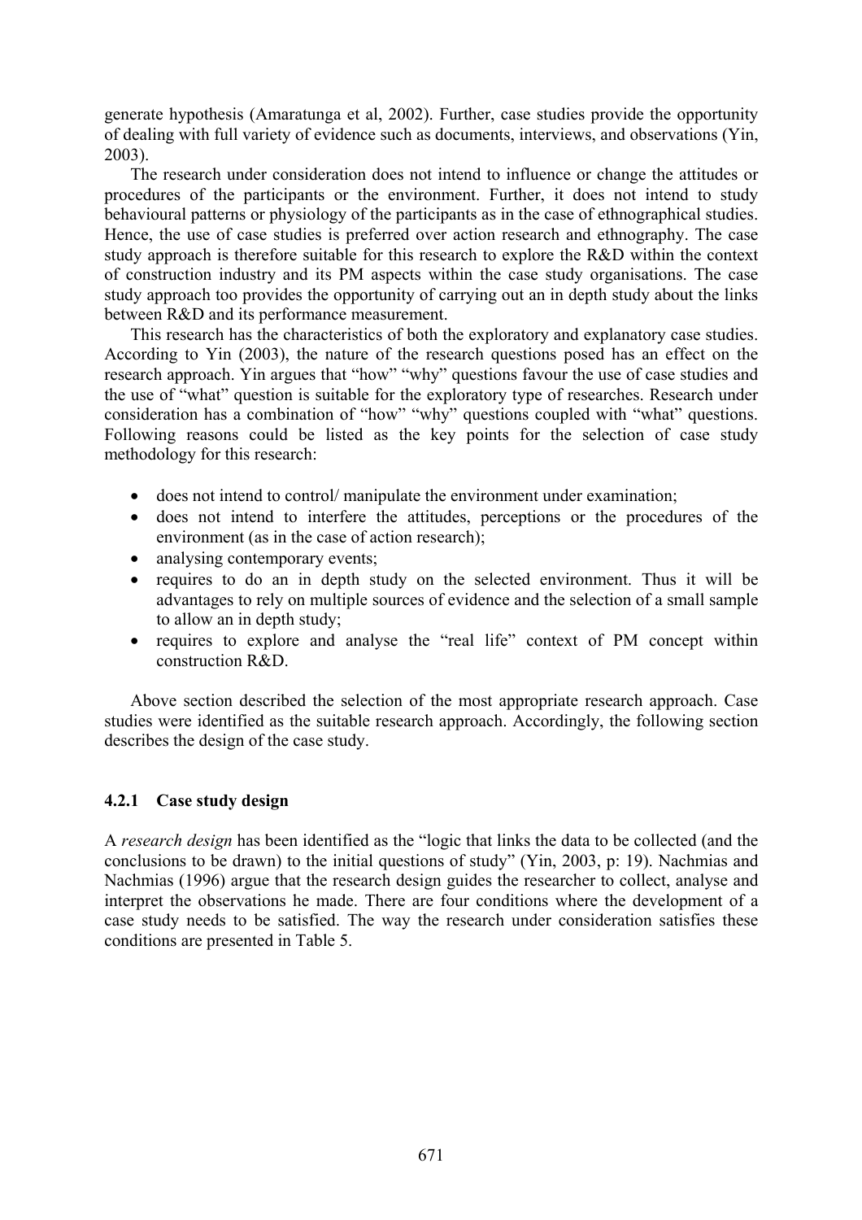generate hypothesis (Amaratunga et al, 2002). Further, case studies provide the opportunity of dealing with full variety of evidence such as documents, interviews, and observations (Yin, 2003).

The research under consideration does not intend to influence or change the attitudes or procedures of the participants or the environment. Further, it does not intend to study behavioural patterns or physiology of the participants as in the case of ethnographical studies. Hence, the use of case studies is preferred over action research and ethnography. The case study approach is therefore suitable for this research to explore the R&D within the context of construction industry and its PM aspects within the case study organisations. The case study approach too provides the opportunity of carrying out an in depth study about the links between R&D and its performance measurement.

This research has the characteristics of both the exploratory and explanatory case studies. According to Yin (2003), the nature of the research questions posed has an effect on the research approach. Yin argues that "how" "why" questions favour the use of case studies and the use of "what" question is suitable for the exploratory type of researches. Research under consideration has a combination of "how" "why" questions coupled with "what" questions. Following reasons could be listed as the key points for the selection of case study methodology for this research:

- does not intend to control/ manipulate the environment under examination;
- does not intend to interfere the attitudes, perceptions or the procedures of the environment (as in the case of action research);
- analysing contemporary events;
- requires to do an in depth study on the selected environment. Thus it will be advantages to rely on multiple sources of evidence and the selection of a small sample to allow an in depth study;
- requires to explore and analyse the "real life" context of PM concept within construction R&D.

Above section described the selection of the most appropriate research approach. Case studies were identified as the suitable research approach. Accordingly, the following section describes the design of the case study.

### 4.2.1 Case study design

A *research design* has been identified as the "logic that links the data to be collected (and the conclusions to be drawn) to the initial questions of study" (Yin, 2003, p: 19). Nachmias and Nachmias (1996) argue that the research design guides the researcher to collect, analyse and interpret the observations he made. There are four conditions where the development of a case study needs to be satisfied. The way the research under consideration satisfies these conditions are presented in Table 5.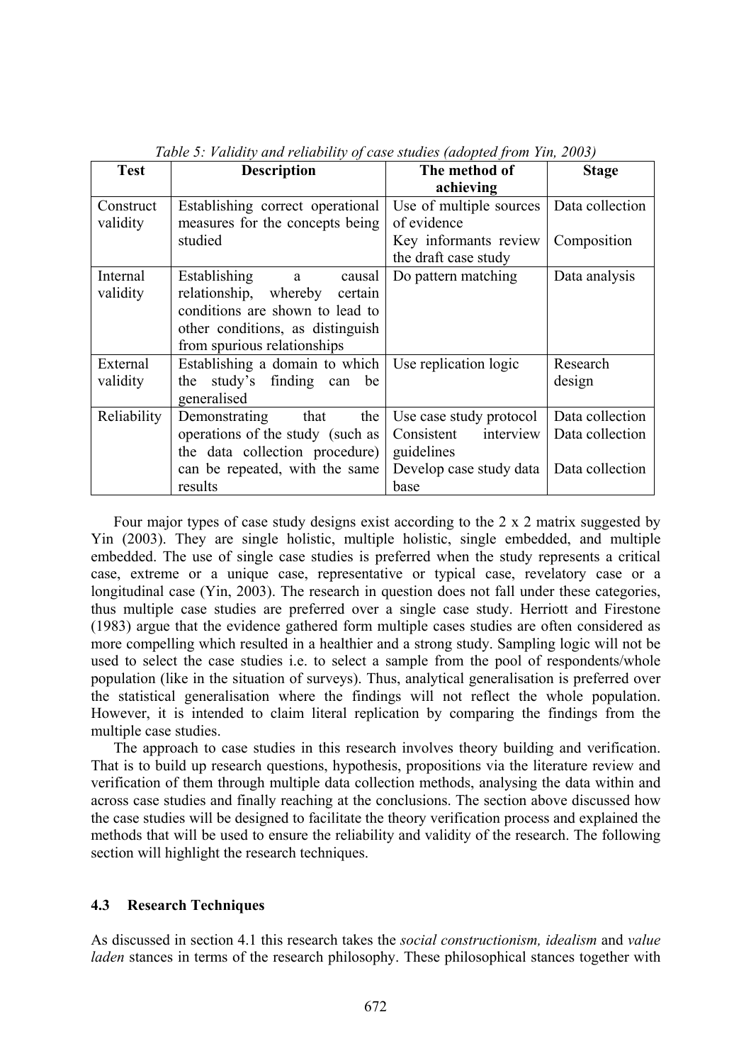*Table 5: Validity and reliability of case studies (adopted from Yin, 2003)*

| Test | Description | The method of achieving | Stage |
|---|---|---|---|
| Construct validity | Establishing correct operational measures for the concepts being studied | Use of multiple sources of evidence<br>Key informants review the draft case study | Data collection<br><br>Composition |
| Internal validity | Establishing a causal relationship, whereby certain conditions are shown to lead to other conditions, as distinguish from spurious relationships | Do pattern matching | Data analysis |
| External validity | Establishing a domain to which the study's finding can be generalised | Use replication logic | Research design |
| Reliability | Demonstrating that the operations of the study (such as the data collection procedure) can be repeated, with the same results | Use case study protocol<br>Consistent interview guidelines<br>Develop case study data base | Data collection<br>Data collection<br><br>Data collection |

Four major types of case study designs exist according to the 2 x 2 matrix suggested by Yin (2003). They are single holistic, multiple holistic, single embedded, and multiple embedded. The use of single case studies is preferred when the study represents a critical case, extreme or a unique case, representative or typical case, revelatory case or a longitudinal case (Yin, 2003). The research in question does not fall under these categories, thus multiple case studies are preferred over a single case study. Herriott and Firestone (1983) argue that the evidence gathered form multiple cases studies are often considered as more compelling which resulted in a healthier and a strong study. Sampling logic will not be used to select the case studies i.e. to select a sample from the pool of respondents/whole population (like in the situation of surveys). Thus, analytical generalisation is preferred over the statistical generalisation where the findings will not reflect the whole population. However, it is intended to claim literal replication by comparing the findings from the multiple case studies.

The approach to case studies in this research involves theory building and verification. That is to build up research questions, hypothesis, propositions via the literature review and verification of them through multiple data collection methods, analysing the data within and across case studies and finally reaching at the conclusions. The section above discussed how the case studies will be designed to facilitate the theory verification process and explained the methods that will be used to ensure the reliability and validity of the research. The following section will highlight the research techniques.

### 4.3 Research Techniques

As discussed in section 4.1 this research takes the *social constructionism, idealism* and *value laden* stances in terms of the research philosophy. These philosophical stances together with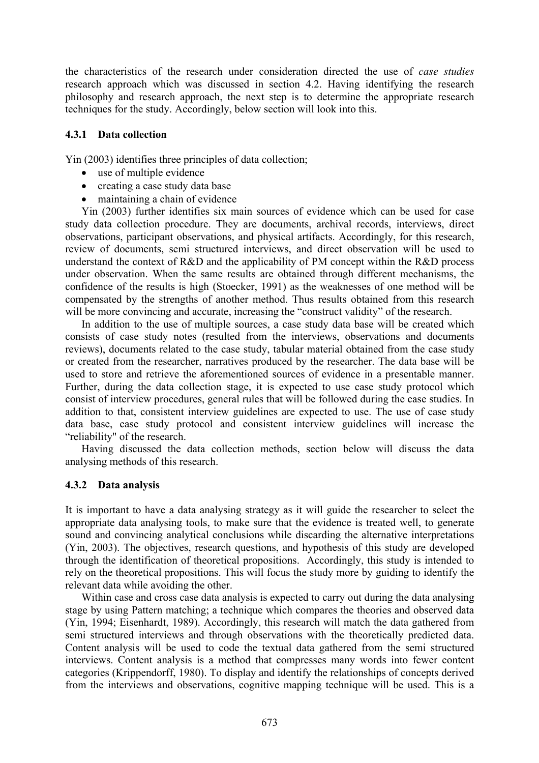the characteristics of the research under consideration directed the use of *case studies* research approach which was discussed in section 4.2. Having identifying the research philosophy and research approach, the next step is to determine the appropriate research techniques for the study. Accordingly, below section will look into this.

### 4.3.1 Data collection

Yin (2003) identifies three principles of data collection;

- use of multiple evidence
- creating a case study data base
- maintaining a chain of evidence

Yin (2003) further identifies six main sources of evidence which can be used for case study data collection procedure. They are documents, archival records, interviews, direct observations, participant observations, and physical artifacts. Accordingly, for this research, review of documents, semi structured interviews, and direct observation will be used to understand the context of R&D and the applicability of PM concept within the R&D process under observation. When the same results are obtained through different mechanisms, the confidence of the results is high (Stoecker, 1991) as the weaknesses of one method will be compensated by the strengths of another method. Thus results obtained from this research will be more convincing and accurate, increasing the "construct validity" of the research.

In addition to the use of multiple sources, a case study data base will be created which consists of case study notes (resulted from the interviews, observations and documents reviews), documents related to the case study, tabular material obtained from the case study or created from the researcher, narratives produced by the researcher. The data base will be used to store and retrieve the aforementioned sources of evidence in a presentable manner. Further, during the data collection stage, it is expected to use case study protocol which consist of interview procedures, general rules that will be followed during the case studies. In addition to that, consistent interview guidelines are expected to use. The use of case study data base, case study protocol and consistent interview guidelines will increase the "reliability" of the research.

Having discussed the data collection methods, section below will discuss the data analysing methods of this research.

### 4.3.2 Data analysis

It is important to have a data analysing strategy as it will guide the researcher to select the appropriate data analysing tools, to make sure that the evidence is treated well, to generate sound and convincing analytical conclusions while discarding the alternative interpretations (Yin, 2003). The objectives, research questions, and hypothesis of this study are developed through the identification of theoretical propositions. Accordingly, this study is intended to rely on the theoretical propositions. This will focus the study more by guiding to identify the relevant data while avoiding the other.

Within case and cross case data analysis is expected to carry out during the data analysing stage by using Pattern matching; a technique which compares the theories and observed data (Yin, 1994; Eisenhardt, 1989). Accordingly, this research will match the data gathered from semi structured interviews and through observations with the theoretically predicted data. Content analysis will be used to code the textual data gathered from the semi structured interviews. Content analysis is a method that compresses many words into fewer content categories (Krippendorff, 1980). To display and identify the relationships of concepts derived from the interviews and observations, cognitive mapping technique will be used. This is a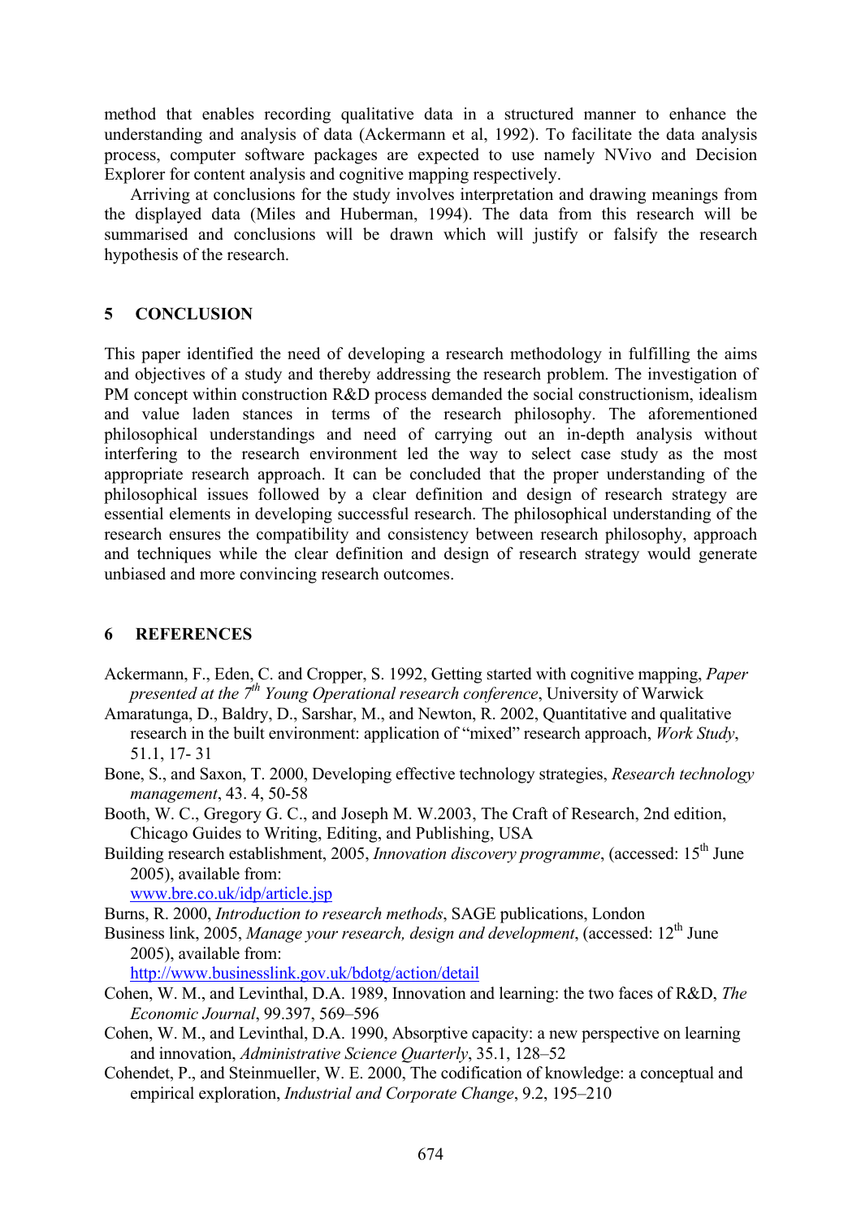method that enables recording qualitative data in a structured manner to enhance the understanding and analysis of data (Ackermann et al, 1992). To facilitate the data analysis process, computer software packages are expected to use namely NVivo and Decision Explorer for content analysis and cognitive mapping respectively.

Arriving at conclusions for the study involves interpretation and drawing meanings from the displayed data (Miles and Huberman, 1994). The data from this research will be summarised and conclusions will be drawn which will justify or falsify the research hypothesis of the research.

## 5 CONCLUSION

This paper identified the need of developing a research methodology in fulfilling the aims and objectives of a study and thereby addressing the research problem. The investigation of PM concept within construction R&D process demanded the social constructionism, idealism and value laden stances in terms of the research philosophy. The aforementioned philosophical understandings and need of carrying out an in-depth analysis without interfering to the research environment led the way to select case study as the most appropriate research approach. It can be concluded that the proper understanding of the philosophical issues followed by a clear definition and design of research strategy are essential elements in developing successful research. The philosophical understanding of the research ensures the compatibility and consistency between research philosophy, approach and techniques while the clear definition and design of research strategy would generate unbiased and more convincing research outcomes.

## 6 REFERENCES

Ackermann, F., Eden, C. and Cropper, S. 1992, Getting started with cognitive mapping, *Paper presented at the 7th Young Operational research conference*, University of Warwick

Amaratunga, D., Baldry, D., Sarshar, M., and Newton, R. 2002, Quantitative and qualitative research in the built environment: application of "mixed" research approach, *Work Study*, 51.1, 17- 31

Bone, S., and Saxon, T. 2000, Developing effective technology strategies, *Research technology management*, 43. 4, 50-58

Booth, W. C., Gregory G. C., and Joseph M. W.2003, The Craft of Research, 2nd edition, Chicago Guides to Writing, Editing, and Publishing, USA

Building research establishment, 2005, *Innovation discovery programme*, (accessed: 15th June 2005), available from:
www.bre.co.uk/idp/article.jsp

Burns, R. 2000, *Introduction to research methods*, SAGE publications, London

Business link, 2005, *Manage your research, design and development*, (accessed: 12th June 2005), available from:
http://www.businesslink.gov.uk/bdotg/action/detail

Cohen, W. M., and Levinthal, D.A. 1989, Innovation and learning: the two faces of R&D, *The Economic Journal*, 99.397, 569–596

Cohen, W. M., and Levinthal, D.A. 1990, Absorptive capacity: a new perspective on learning and innovation, *Administrative Science Quarterly*, 35.1, 128–52

Cohendet, P., and Steinmueller, W. E. 2000, The codification of knowledge: a conceptual and empirical exploration, *Industrial and Corporate Change*, 9.2, 195–210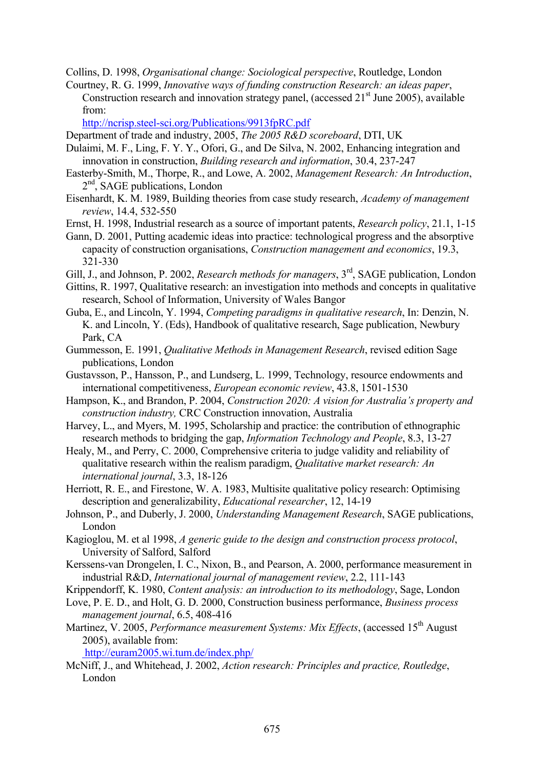Collins, D. 1998, *Organisational change: Sociological perspective*, Routledge, London

Courtney, R. G. 1999, *Innovative ways of funding construction Research: an ideas paper*, Construction research and innovation strategy panel, (accessed 21st June 2005), available from: http://ncrisp.steel-sci.org/Publications/9913fpRC.pdf

Department of trade and industry, 2005, *The 2005 R&D scoreboard*, DTI, UK

Dulaimi, M. F., Ling, F. Y. Y., Ofori, G., and De Silva, N. 2002, Enhancing integration and innovation in construction, *Building research and information*, 30.4, 237-247

Easterby-Smith, M., Thorpe, R., and Lowe, A. 2002, *Management Research: An Introduction*, 2nd, SAGE publications, London

Eisenhardt, K. M. 1989, Building theories from case study research, *Academy of management review*, 14.4, 532-550

Ernst, H. 1998, Industrial research as a source of important patents, *Research policy*, 21.1, 1-15

Gann, D. 2001, Putting academic ideas into practice: technological progress and the absorptive capacity of construction organisations, *Construction management and economics*, 19.3, 321-330

Gill, J., and Johnson, P. 2002, *Research methods for managers*, 3rd, SAGE publication, London

Gittins, R. 1997, Qualitative research: an investigation into methods and concepts in qualitative research, School of Information, University of Wales Bangor

Guba, E., and Lincoln, Y. 1994, *Competing paradigms in qualitative research*, In: Denzin, N. K. and Lincoln, Y. (Eds), Handbook of qualitative research, Sage publication, Newbury Park, CA

Gummesson, E. 1991, *Qualitative Methods in Management Research*, revised edition Sage publications, London

Gustavsson, P., Hansson, P., and Lundserg, L. 1999, Technology, resource endowments and international competitiveness, *European economic review*, 43.8, 1501-1530

Hampson, K., and Brandon, P. 2004, *Construction 2020: A vision for Australia's property and construction industry,* CRC Construction innovation, Australia

Harvey, L., and Myers, M. 1995, Scholarship and practice: the contribution of ethnographic research methods to bridging the gap, *Information Technology and People*, 8.3, 13-27

Healy, M., and Perry, C. 2000, Comprehensive criteria to judge validity and reliability of qualitative research within the realism paradigm, *Qualitative market research: An international journal*, 3.3, 18-126

Herriott, R. E., and Firestone, W. A. 1983, Multisite qualitative policy research: Optimising description and generalizability, *Educational researcher*, 12, 14-19

Johnson, P., and Duberly, J. 2000, *Understanding Management Research*, SAGE publications, London

Kagioglou, M. et al 1998, *A generic guide to the design and construction process protocol*, University of Salford, Salford

Kerssens-van Drongelen, I. C., Nixon, B., and Pearson, A. 2000, performance measurement in industrial R&D, *International journal of management review*, 2.2, 111-143

Krippendorff, K. 1980, *Content analysis: an introduction to its methodology*, Sage, London

Love, P. E. D., and Holt, G. D. 2000, Construction business performance, *Business process management journal*, 6.5, 408-416

Martinez, V. 2005, *Performance measurement Systems: Mix Effects*, (accessed 15th August 2005), available from: http://euram2005.wi.tum.de/index.php/

McNiff, J., and Whitehead, J. 2002, *Action research: Principles and practice, Routledge*, London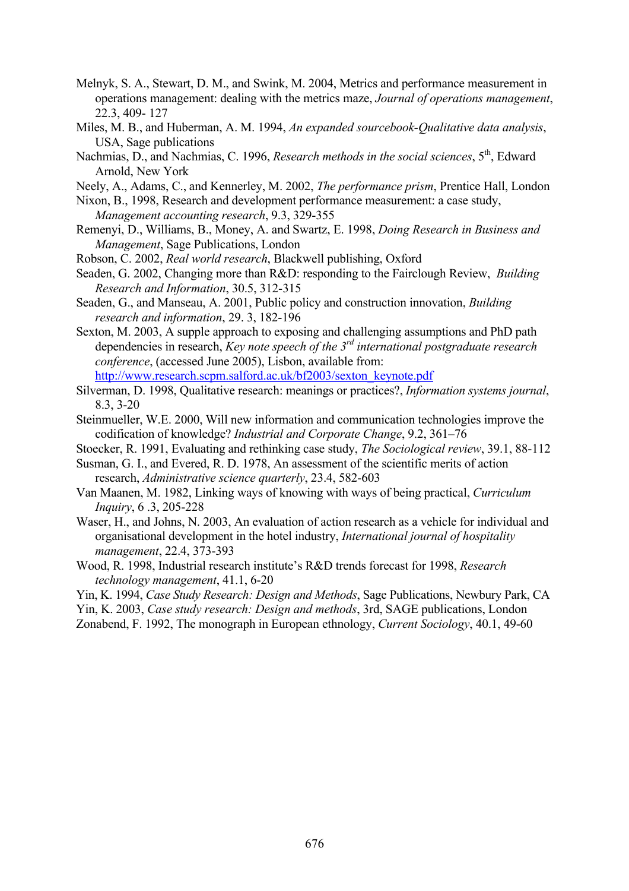Melnyk, S. A., Stewart, D. M., and Swink, M. 2004, Metrics and performance measurement in operations management: dealing with the metrics maze, *Journal of operations management*, 22.3, 409- 127

Miles, M. B., and Huberman, A. M. 1994, *An expanded sourcebook-Qualitative data analysis*, USA, Sage publications

Nachmias, D., and Nachmias, C. 1996, *Research methods in the social sciences*, 5th, Edward Arnold, New York

Neely, A., Adams, C., and Kennerley, M. 2002, *The performance prism*, Prentice Hall, London

Nixon, B., 1998, Research and development performance measurement: a case study, *Management accounting research*, 9.3, 329-355

Remenyi, D., Williams, B., Money, A. and Swartz, E. 1998, *Doing Research in Business and Management*, Sage Publications, London

Robson, C. 2002, *Real world research*, Blackwell publishing, Oxford

Seaden, G. 2002, Changing more than R&D: responding to the Fairclough Review, *Building Research and Information*, 30.5, 312-315

Seaden, G., and Manseau, A. 2001, Public policy and construction innovation, *Building research and information*, 29. 3, 182-196

Sexton, M. 2003, A supple approach to exposing and challenging assumptions and PhD path dependencies in research, *Key note speech of the 3rd international postgraduate research conference*, (accessed June 2005), Lisbon, available from: http://www.research.scpm.salford.ac.uk/bf2003/sexton_keynote.pdf

Silverman, D. 1998, Qualitative research: meanings or practices?, *Information systems journal*, 8.3, 3-20

Steinmueller, W.E. 2000, Will new information and communication technologies improve the codification of knowledge? *Industrial and Corporate Change*, 9.2, 361–76

Stoecker, R. 1991, Evaluating and rethinking case study, *The Sociological review*, 39.1, 88-112

Susman, G. I., and Evered, R. D. 1978, An assessment of the scientific merits of action research, *Administrative science quarterly*, 23.4, 582-603

Van Maanen, M. 1982, Linking ways of knowing with ways of being practical, *Curriculum Inquiry*, 6 .3, 205-228

Waser, H., and Johns, N. 2003, An evaluation of action research as a vehicle for individual and organisational development in the hotel industry, *International journal of hospitality management*, 22.4, 373-393

Wood, R. 1998, Industrial research institute's R&D trends forecast for 1998, *Research technology management*, 41.1, 6-20

Yin, K. 1994, *Case Study Research: Design and Methods*, Sage Publications, Newbury Park, CA

Yin, K. 2003, *Case study research: Design and methods*, 3rd, SAGE publications, London

Zonabend, F. 1992, The monograph in European ethnology, *Current Sociology*, 40.1, 49-60